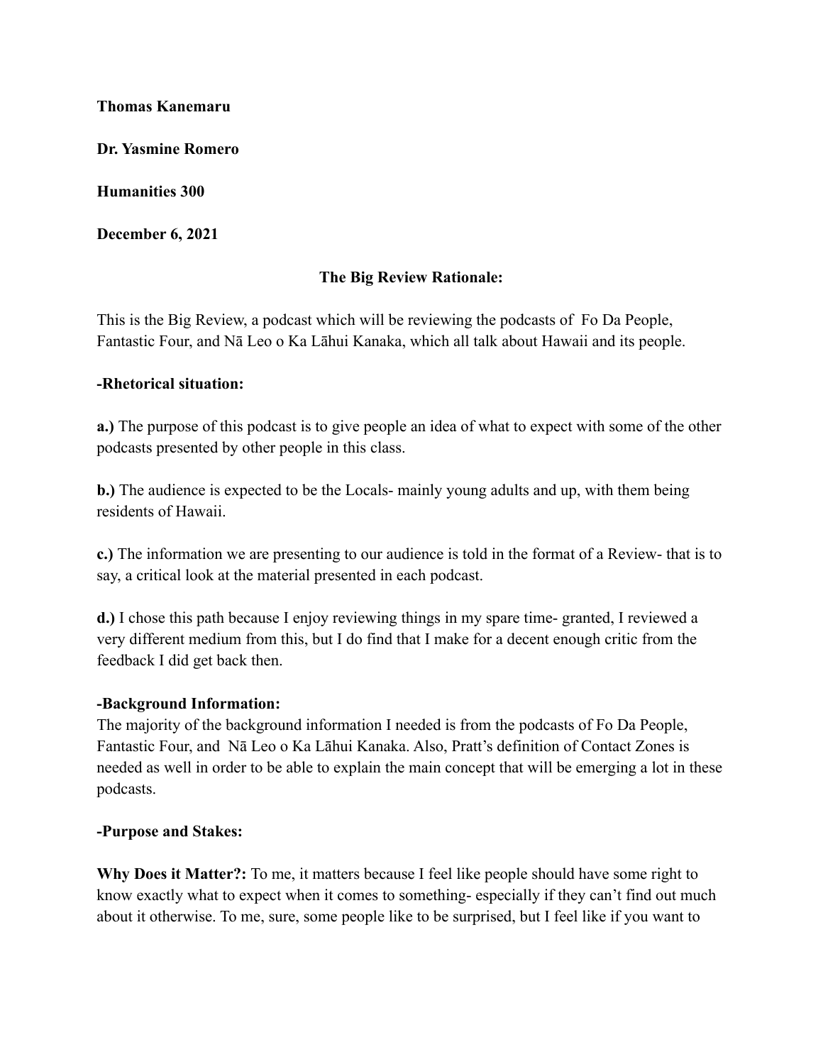**Thomas Kanemaru**

**Dr. Yasmine Romero**

**Humanities 300**

**December 6, 2021**

## The Big Review Rationale:

This is the Big Review, a podcast which will be reviewing the podcasts of Fo Da People, Fantastic Four, and Nā Leo o Ka Lāhui Kanaka, which all talk about Hawaii and its people.

### -Rhetorical situation:

**a.)** The purpose of this podcast is to give people an idea of what to expect with some of the other podcasts presented by other people in this class.

**b.)** The audience is expected to be the Locals- mainly young adults and up, with them being residents of Hawaii.

**c.)** The information we are presenting to our audience is told in the format of a Review- that is to say, a critical look at the material presented in each podcast.

**d.)** I chose this path because I enjoy reviewing things in my spare time- granted, I reviewed a very different medium from this, but I do find that I make for a decent enough critic from the feedback I did get back then.

### -Background Information:

The majority of the background information I needed is from the podcasts of Fo Da People, Fantastic Four, and Nā Leo o Ka Lāhui Kanaka. Also, Pratt's definition of Contact Zones is needed as well in order to be able to explain the main concept that will be emerging a lot in these podcasts.

### -Purpose and Stakes:

**Why Does it Matter?:** To me, it matters because I feel like people should have some right to know exactly what to expect when it comes to something- especially if they can't find out much about it otherwise. To me, sure, some people like to be surprised, but I feel like if you want to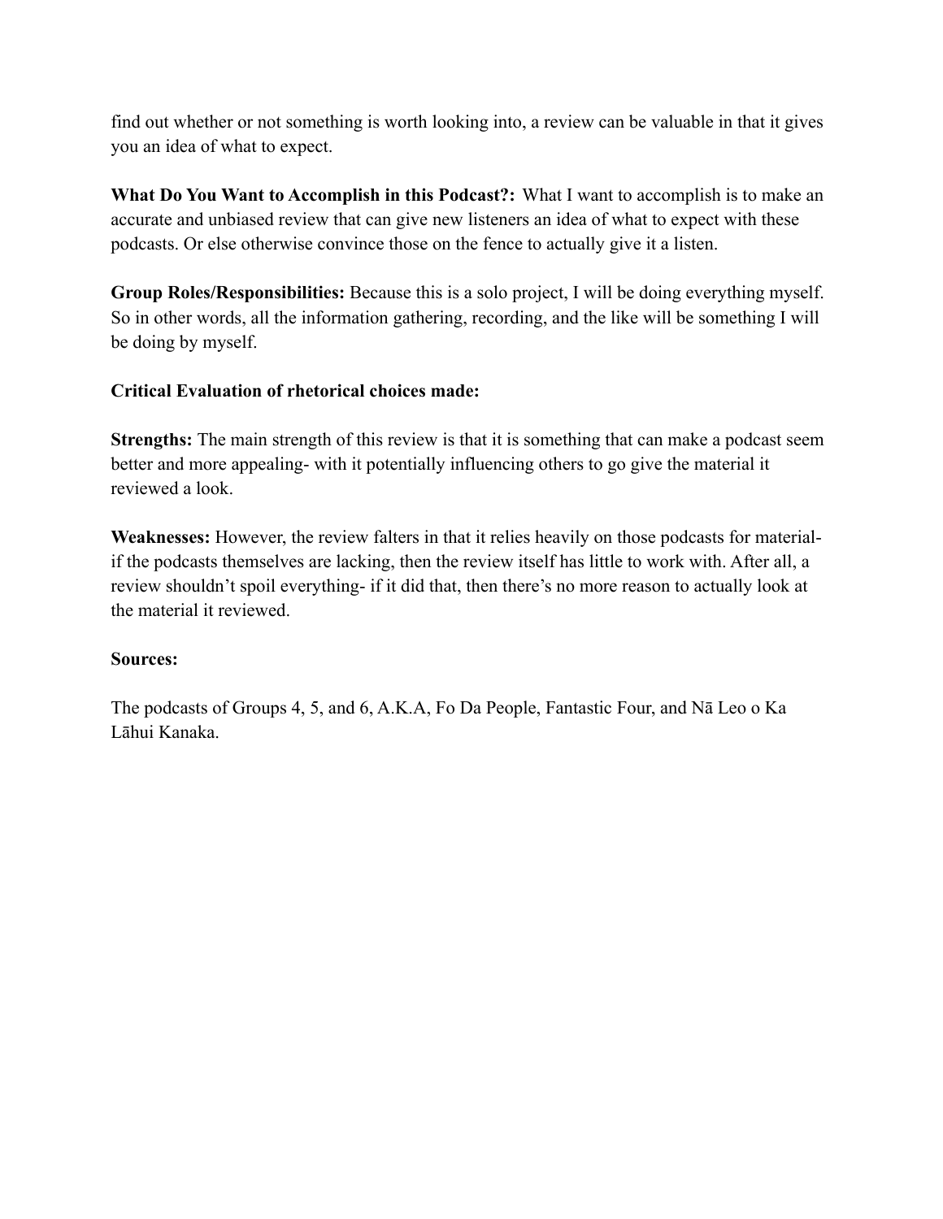find out whether or not something is worth looking into, a review can be valuable in that it gives you an idea of what to expect.

**What Do You Want to Accomplish in this Podcast?:** What I want to accomplish is to make an accurate and unbiased review that can give new listeners an idea of what to expect with these podcasts. Or else otherwise convince those on the fence to actually give it a listen.

**Group Roles/Responsibilities:** Because this is a solo project, I will be doing everything myself. So in other words, all the information gathering, recording, and the like will be something I will be doing by myself.

**Critical Evaluation of rhetorical choices made:**

**Strengths:** The main strength of this review is that it is something that can make a podcast seem better and more appealing- with it potentially influencing others to go give the material it reviewed a look.

**Weaknesses:** However, the review falters in that it relies heavily on those podcasts for material- if the podcasts themselves are lacking, then the review itself has little to work with. After all, a review shouldn't spoil everything- if it did that, then there's no more reason to actually look at the material it reviewed.

**Sources:**

The podcasts of Groups 4, 5, and 6, A.K.A, Fo Da People, Fantastic Four, and Nā Leo o Ka Lāhui Kanaka.